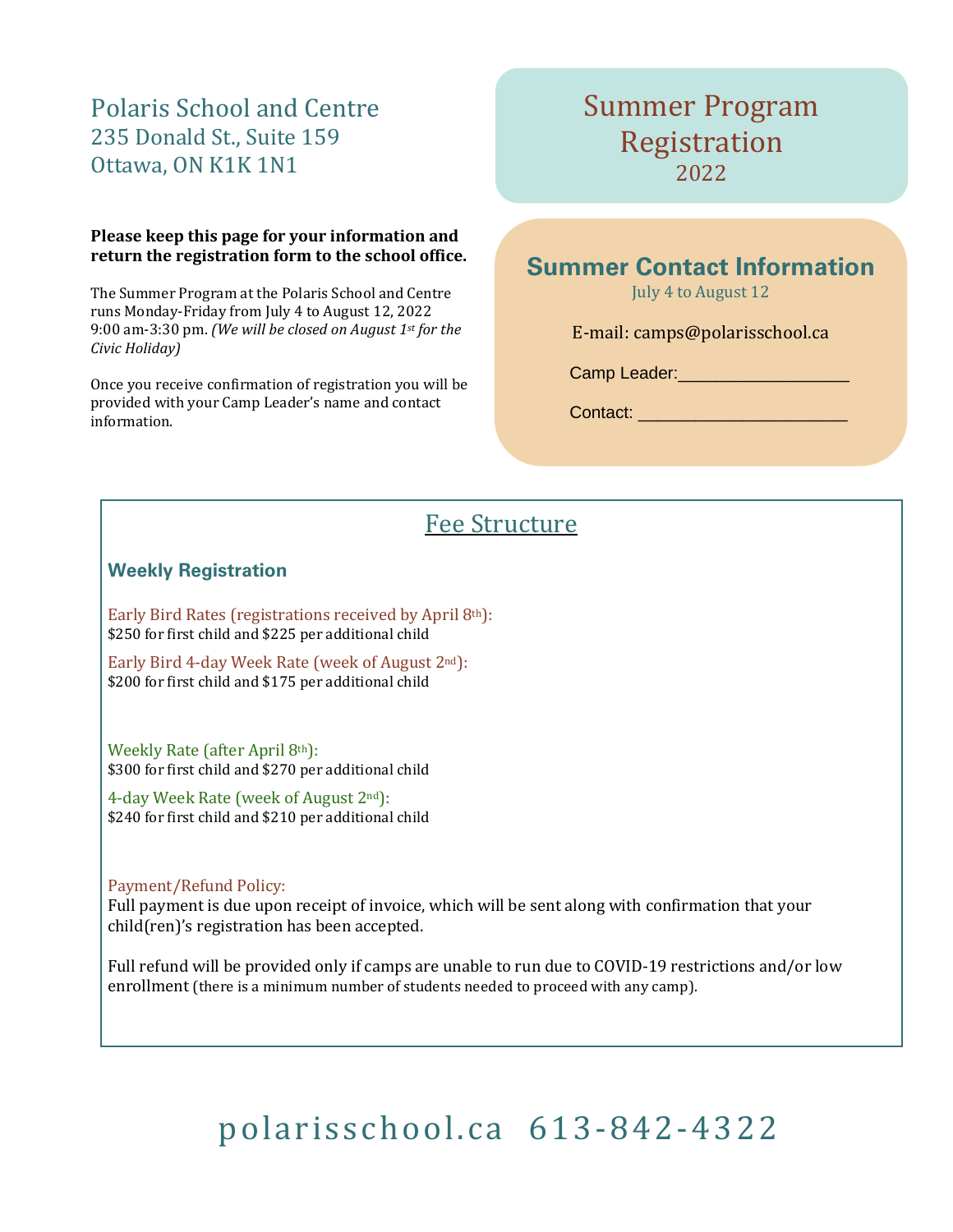Polaris School and Centre
235 Donald St., Suite 159
Ottawa, ON K1K 1N1

# Summer Program Registration
2022

**Please keep this page for your information and return the registration form to the school office.**

The Summer Program at the Polaris School and Centre runs Monday-Friday from July 4 to August 12, 2022 9:00 am-3:30 pm. *(We will be closed on August 1st for the Civic Holiday)*

Once you receive confirmation of registration you will be provided with your Camp Leader's name and contact information.

## Summer Contact Information

July 4 to August 12

E-mail: camps@polarisschool.ca

Camp Leader:_________________

Contact: ____________________

## Fee Structure

### Weekly Registration

Early Bird Rates (registrations received by April 8th):
$250 for first child and $225 per additional child

Early Bird 4-day Week Rate (week of August 2nd):
$200 for first child and $175 per additional child

Weekly Rate (after April 8th):
$300 for first child and $270 per additional child

4-day Week Rate (week of August 2nd):
$240 for first child and $210 per additional child

Payment/Refund Policy:
Full payment is due upon receipt of invoice, which will be sent along with confirmation that your child(ren)'s registration has been accepted.

Full refund will be provided only if camps are unable to run due to COVID-19 restrictions and/or low enrollment (there is a minimum number of students needed to proceed with any camp).

polarisschool.ca 613-842-4322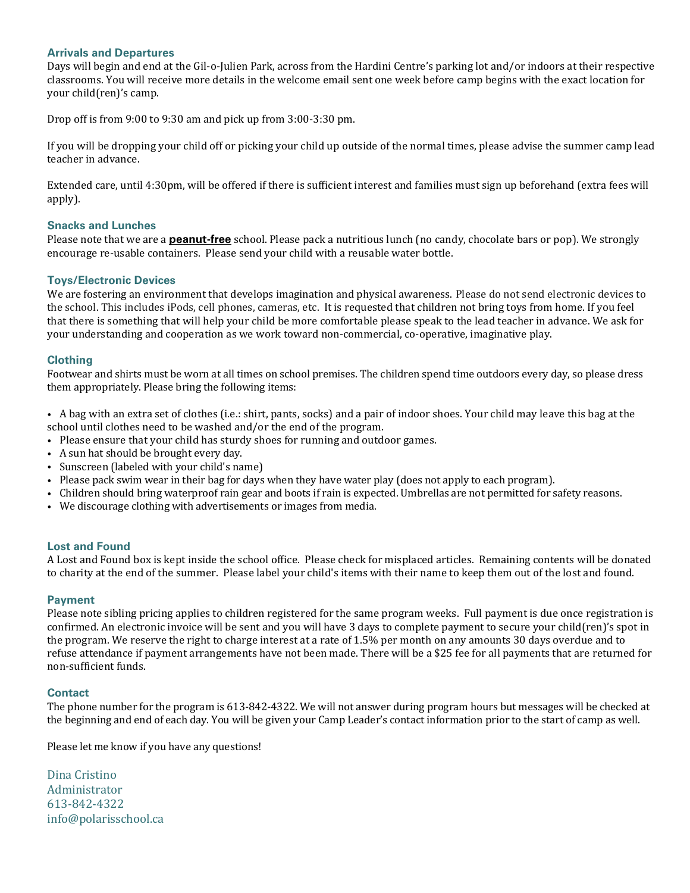## Arrivals and Departures

Days will begin and end at the Gil-o-Julien Park, across from the Hardini Centre's parking lot and/or indoors at their respective classrooms. You will receive more details in the welcome email sent one week before camp begins with the exact location for your child(ren)'s camp.

Drop off is from 9:00 to 9:30 am and pick up from 3:00-3:30 pm.

If you will be dropping your child off or picking your child up outside of the normal times, please advise the summer camp lead teacher in advance.

Extended care, until 4:30pm, will be offered if there is sufficient interest and families must sign up beforehand (extra fees will apply).

## Snacks and Lunches

Please note that we are a **peanut-free** school. Please pack a nutritious lunch (no candy, chocolate bars or pop). We strongly encourage re-usable containers. Please send your child with a reusable water bottle.

## Toys/Electronic Devices

We are fostering an environment that develops imagination and physical awareness. Please do not send electronic devices to the school. This includes iPods, cell phones, cameras, etc. It is requested that children not bring toys from home. If you feel that there is something that will help your child be more comfortable please speak to the lead teacher in advance. We ask for your understanding and cooperation as we work toward non-commercial, co-operative, imaginative play.

## Clothing

Footwear and shirts must be worn at all times on school premises. The children spend time outdoors every day, so please dress them appropriately. Please bring the following items:

- A bag with an extra set of clothes (i.e.: shirt, pants, socks) and a pair of indoor shoes. Your child may leave this bag at the school until clothes need to be washed and/or the end of the program.
- Please ensure that your child has sturdy shoes for running and outdoor games.
- A sun hat should be brought every day.
- Sunscreen (labeled with your child's name)
- Please pack swim wear in their bag for days when they have water play (does not apply to each program).
- Children should bring waterproof rain gear and boots if rain is expected. Umbrellas are not permitted for safety reasons.
- We discourage clothing with advertisements or images from media.

## Lost and Found

A Lost and Found box is kept inside the school office. Please check for misplaced articles. Remaining contents will be donated to charity at the end of the summer. Please label your child's items with their name to keep them out of the lost and found.

## Payment

Please note sibling pricing applies to children registered for the same program weeks. Full payment is due once registration is confirmed. An electronic invoice will be sent and you will have 3 days to complete payment to secure your child(ren)'s spot in the program. We reserve the right to charge interest at a rate of 1.5% per month on any amounts 30 days overdue and to refuse attendance if payment arrangements have not been made. There will be a $25 fee for all payments that are returned for non-sufficient funds.

## Contact

The phone number for the program is 613-842-4322. We will not answer during program hours but messages will be checked at the beginning and end of each day. You will be given your Camp Leader's contact information prior to the start of camp as well.

Please let me know if you have any questions!

Dina Cristino
Administrator
613-842-4322
info@polarisschool.ca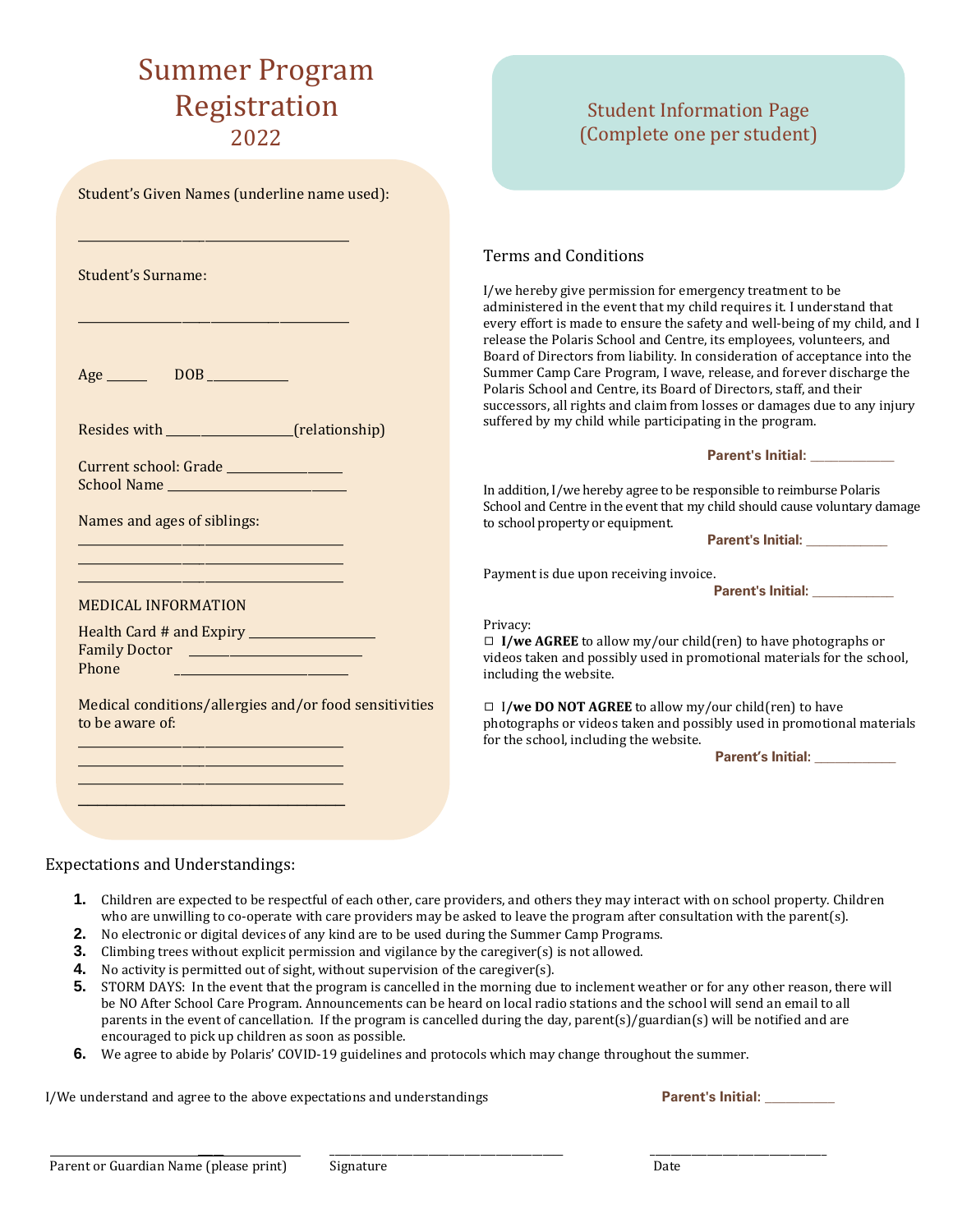# Summer Program Registration

## 2022

Student Information Page
(Complete one per student)

Student's Given Names (underline name used):

_______________________________________________

Student's Surname:

_______________________________________________

Age ______ DOB ____________

Resides with ____________________(relationship)

Current school: Grade __________________
School Name ____________________________

Names and ages of siblings:
_______________________________________________
_______________________________________________
_______________________________________________

MEDICAL INFORMATION

Health Card # and Expiry ____________________
Family Doctor ___________________________
Phone ___________________________

Medical conditions/allergies and/or food sensitivities to be aware of:
_______________________________________________
_______________________________________________
_______________________________________________
_______________________________________________

### Terms and Conditions

I/we hereby give permission for emergency treatment to be administered in the event that my child requires it. I understand that every effort is made to ensure the safety and well-being of my child, and I release the Polaris School and Centre, its employees, volunteers, and Board of Directors from liability. In consideration of acceptance into the Summer Camp Care Program, I wave, release, and forever discharge the Polaris School and Centre, its Board of Directors, staff, and their successors, all rights and claim from losses or damages due to any injury suffered by my child while participating in the program.

**Parent's Initial:** _____________

In addition, I/we hereby agree to be responsible to reimburse Polaris School and Centre in the event that my child should cause voluntary damage to school property or equipment.

**Parent's Initial:** _____________

Payment is due upon receiving invoice.

**Parent's Initial:** _____________

Privacy:

☐ **I/we AGREE** to allow my/our child(ren) to have photographs or videos taken and possibly used in promotional materials for the school, including the website.

☐ I/**we DO NOT AGREE** to allow my/our child(ren) to have photographs or videos taken and possibly used in promotional materials for the school, including the website.

**Parent's Initial:** _____________

### Expectations and Understandings:

1. Children are expected to be respectful of each other, care providers, and others they may interact with on school property. Children who are unwilling to co-operate with care providers may be asked to leave the program after consultation with the parent(s).
2. No electronic or digital devices of any kind are to be used during the Summer Camp Programs.
3. Climbing trees without explicit permission and vigilance by the caregiver(s) is not allowed.
4. No activity is permitted out of sight, without supervision of the caregiver(s).
5. STORM DAYS: In the event that the program is cancelled in the morning due to inclement weather or for any other reason, there will be NO After School Care Program. Announcements can be heard on local radio stations and the school will send an email to all parents in the event of cancellation. If the program is cancelled during the day, parent(s)/guardian(s) will be notified and are encouraged to pick up children as soon as possible.
6. We agree to abide by Polaris' COVID-19 guidelines and protocols which may change throughout the summer.

I/We understand and agree to the above expectations and understandings **Parent's Initial:** ___________

_______________________________ _______________________________ _______________________________
Parent or Guardian Name (please print) Signature Date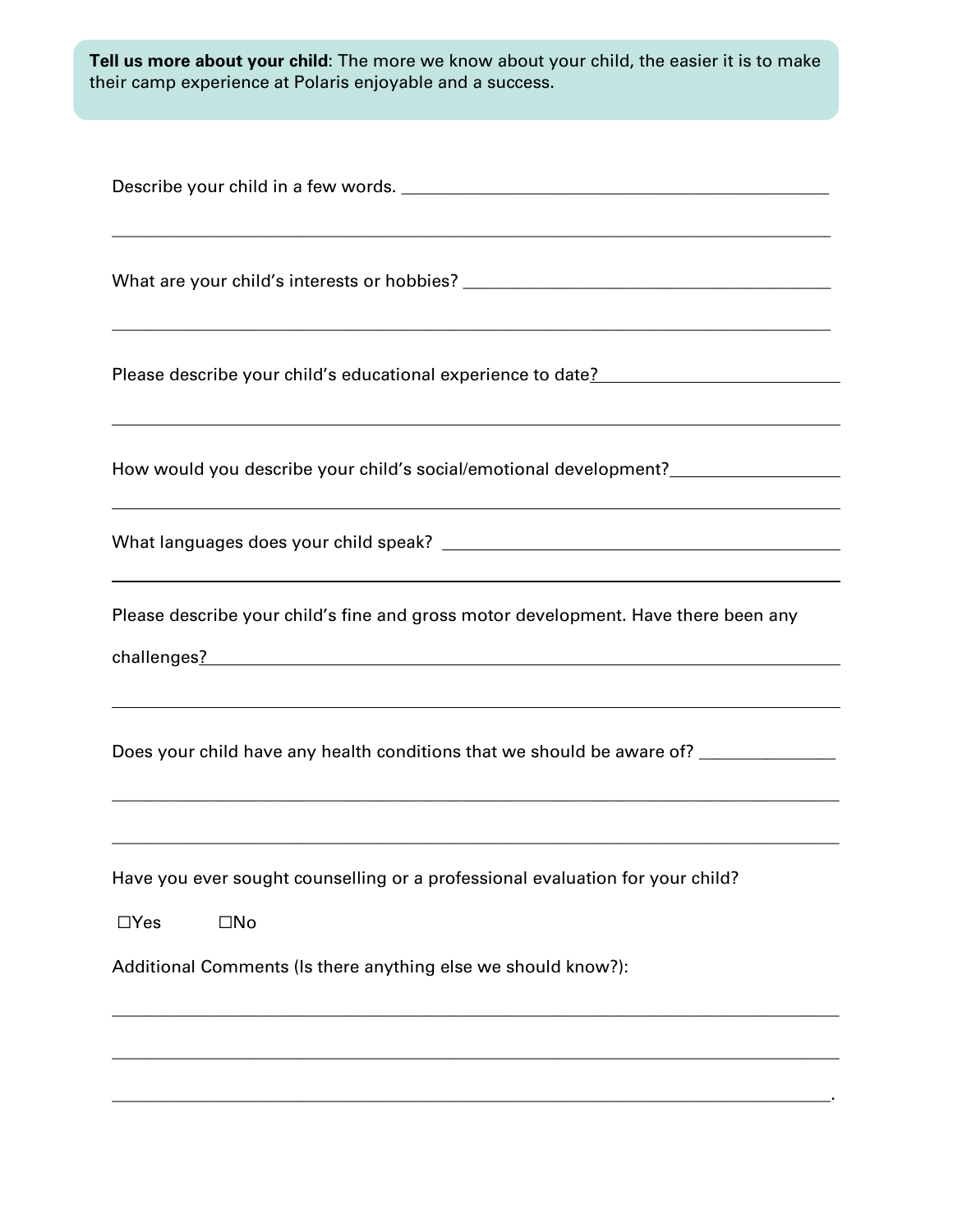**Tell us more about your child**: The more we know about your child, the easier it is to make their camp experience at Polaris enjoyable and a success.

Describe your child in a few words. ________________________________________________

______________________________________________________________________________

What are your child's interests or hobbies? __________________________________________

______________________________________________________________________________

Please describe your child's educational experience to date?___________________________

______________________________________________________________________________

How would you describe your child's social/emotional development?___________________

______________________________________________________________________________

What languages does your child speak? ____________________________________________

______________________________________________________________________________

Please describe your child's fine and gross motor development. Have there been any challenges?_____________________________________________________________________

______________________________________________________________________________

Does your child have any health conditions that we should be aware of? _______________

______________________________________________________________________________

______________________________________________________________________________

Have you ever sought counselling or a professional evaluation for your child?

☐Yes ☐No

Additional Comments (Is there anything else we should know?):

______________________________________________________________________________

______________________________________________________________________________

______________________________________________________________________________.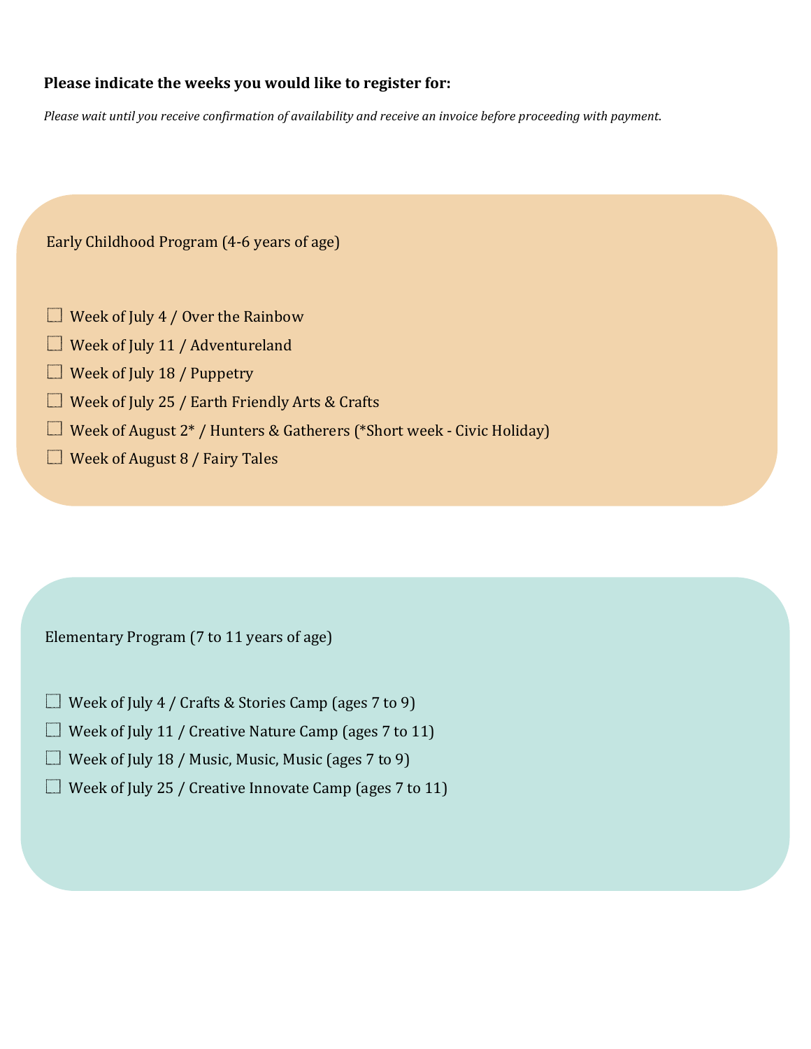**Please indicate the weeks you would like to register for:**

*Please wait until you receive confirmation of availability and receive an invoice before proceeding with payment.*

Early Childhood Program (4-6 years of age)

- ☐ Week of July 4 / Over the Rainbow
- ☐ Week of July 11 / Adventureland
- ☐ Week of July 18 / Puppetry
- ☐ Week of July 25 / Earth Friendly Arts & Crafts
- ☐ Week of August 2* / Hunters & Gatherers (*Short week - Civic Holiday)
- ☐ Week of August 8 / Fairy Tales

Elementary Program (7 to 11 years of age)

- ☐ Week of July 4 / Crafts & Stories Camp (ages 7 to 9)
- ☐ Week of July 11 / Creative Nature Camp (ages 7 to 11)
- ☐ Week of July 18 / Music, Music, Music (ages 7 to 9)
- ☐ Week of July 25 / Creative Innovate Camp (ages 7 to 11)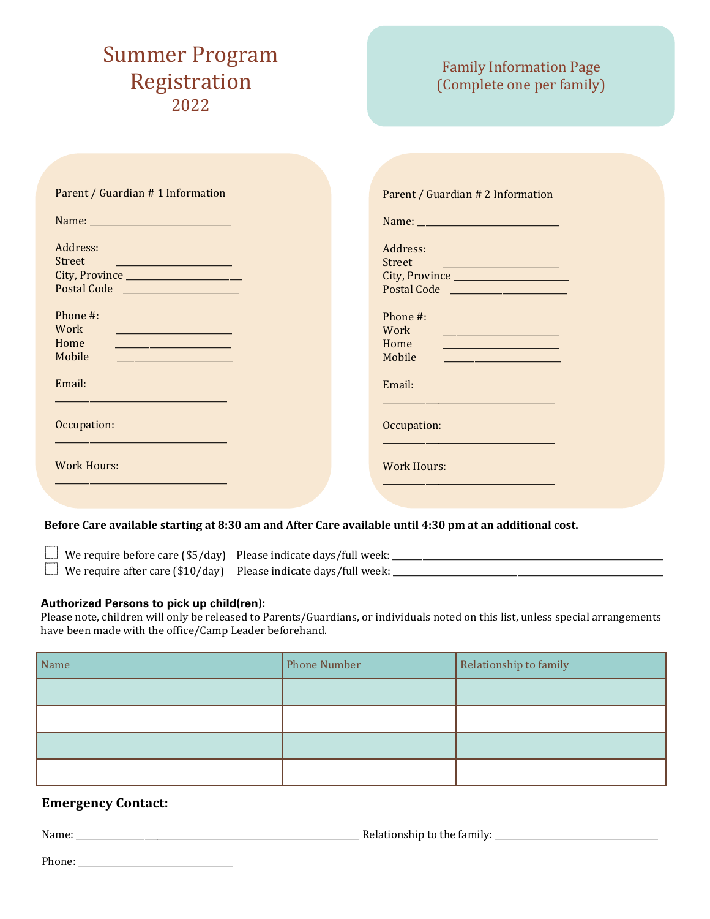# Summary Program Registration 2022

Family Information Page
(Complete one per family)

Parent / Guardian # 1 Information

Name: ____________________________

Address:
Street ______________________
City, Province ______________________
Postal Code ______________________

Phone #:
Work ______________________
Home ______________________
Mobile ______________________

Email:
__________________________________

Occupation:
__________________________________

Work Hours:
__________________________________

Parent / Guardian # 2 Information

Name: ____________________________

Address:
Street ______________________
City, Province ______________________
Postal Code ______________________

Phone #:
Work ______________________
Home ______________________
Mobile ______________________

Email:
__________________________________

Occupation:
__________________________________

Work Hours:
__________________________________

**Before Care available starting at 8:30 am and After Care available until 4:30 pm at an additional cost.**

☐ We require before care ($5/day) Please indicate days/full week: ______________________________

☐ We require after care ($10/day) Please indicate days/full week: ______________________________

**Authorized Persons to pick up child(ren):**
Please note, children will only be released to Parents/Guardians, or individuals noted on this list, unless special arrangements have been made with the office/Camp Leader beforehand.

| Name | Phone Number | Relationship to family |
|---|---|---|
| | | |
| | | |
| | | |
| | | |

**Emergency Contact:**

Name: ______________________________ Relationship to the family: ______________________

Phone: ______________________